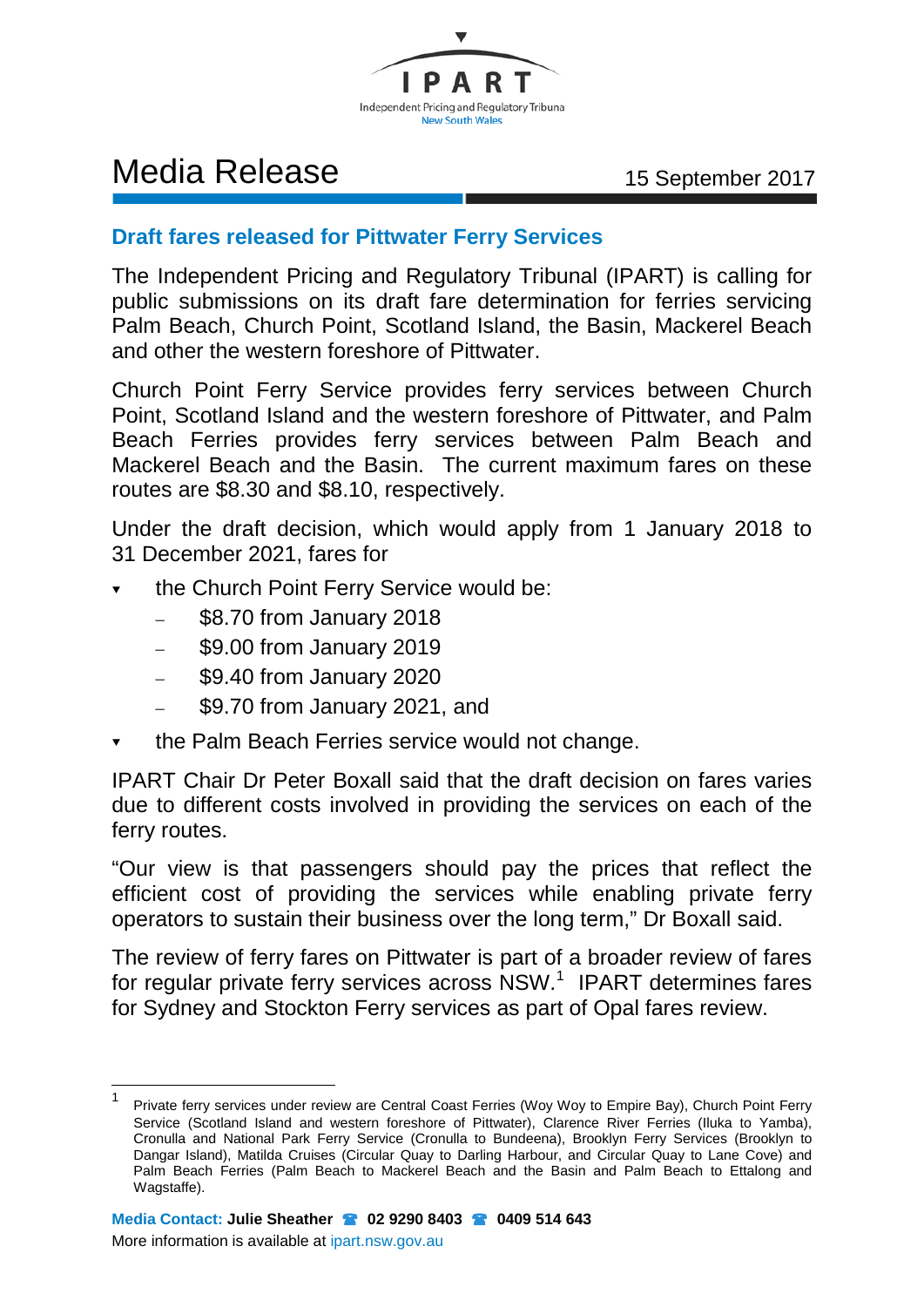IPART

Independent Pricing and Regulatory Tribuna
New South Wales

# Media Release

15 September 2017

## Draft fares released for Pittwater Ferry Services

The Independent Pricing and Regulatory Tribunal (IPART) is calling for public submissions on its draft fare determination for ferries servicing Palm Beach, Church Point, Scotland Island, the Basin, Mackerel Beach and other the western foreshore of Pittwater.

Church Point Ferry Service provides ferry services between Church Point, Scotland Island and the western foreshore of Pittwater, and Palm Beach Ferries provides ferry services between Palm Beach and Mackerel Beach and the Basin. The current maximum fares on these routes are $8.30 and $8.10, respectively.

Under the draft decision, which would apply from 1 January 2018 to 31 December 2021, fares for

- the Church Point Ferry Service would be:
  - $8.70 from January 2018
  - $9.00 from January 2019
  - $9.40 from January 2020
  - $9.70 from January 2021, and
- the Palm Beach Ferries service would not change.

IPART Chair Dr Peter Boxall said that the draft decision on fares varies due to different costs involved in providing the services on each of the ferry routes.

"Our view is that passengers should pay the prices that reflect the efficient cost of providing the services while enabling private ferry operators to sustain their business over the long term," Dr Boxall said.

The review of ferry fares on Pittwater is part of a broader review of fares for regular private ferry services across NSW.[1] IPART determines fares for Sydney and Stockton Ferry services as part of Opal fares review.

[1] Private ferry services under review are Central Coast Ferries (Woy Woy to Empire Bay), Church Point Ferry Service (Scotland Island and western foreshore of Pittwater), Clarence River Ferries (Iluka to Yamba), Cronulla and National Park Ferry Service (Cronulla to Bundeena), Brooklyn Ferry Services (Brooklyn to Dangar Island), Matilda Cruises (Circular Quay to Darling Harbour, and Circular Quay to Lane Cove) and Palm Beach Ferries (Palm Beach to Mackerel Beach and the Basin and Palm Beach to Ettalong and Wagstaffe).

**Media Contact:** **Julie Sheather** ☎ **02 9290 8403** ☎ **0409 514 643**

More information is available at ipart.nsw.gov.au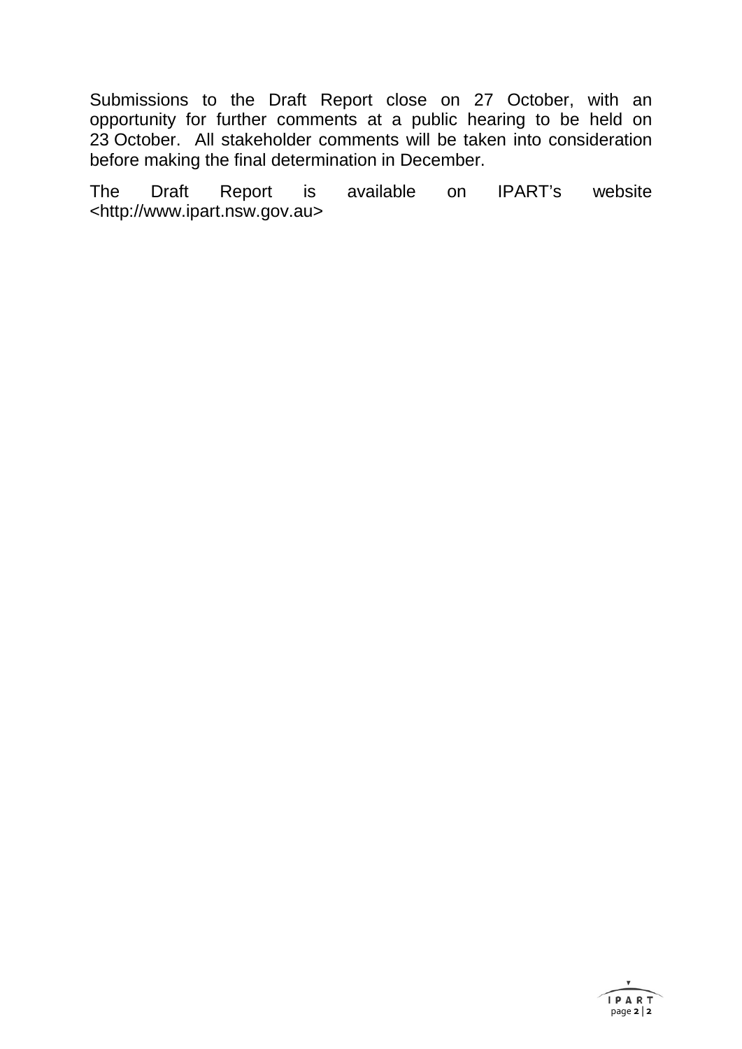Submissions to the Draft Report close on 27 October, with an opportunity for further comments at a public hearing to be held on 23 October. All stakeholder comments will be taken into consideration before making the final determination in December.

The Draft Report is available on IPART's website <http://www.ipart.nsw.gov.au>